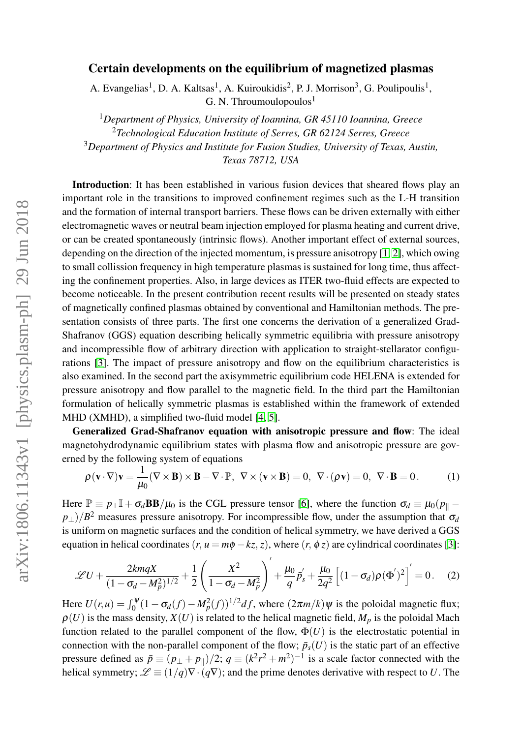# Certain developments on the equilibrium of magnetized plasmas

A. Evangelias[1], D. A. Kaltsas[1], A. Kuiroukidis[2], P. J. Morrison[3], G. Poulipoulis[1], G. N. Throumoulopoulos[1]

[1] *Department of Physics, University of Ioannina, GR 45110 Ioannina, Greece*
[2] *Technological Education Institute of Serres, GR 62124 Serres, Greece*
[3] *Department of Physics and Institute for Fusion Studies, University of Texas, Austin, Texas 78712, USA*

**Introduction**: It has been established in various fusion devices that sheared flows play an important role in the transitions to improved confinement regimes such as the L-H transition and the formation of internal transport barriers. These flows can be driven externally with either electromagnetic waves or neutral beam injection employed for plasma heating and current drive, or can be created spontaneously (intrinsic flows). Another important effect of external sources, depending on the direction of the injected momentum, is pressure anisotropy [1, 2], which owing to small collission frequency in high temperature plasmas is sustained for long time, thus affecting the confinement properties. Also, in large devices as ITER two-fluid effects are expected to become noticeable. In the present contribution recent results will be presented on steady states of magnetically confined plasmas obtained by conventional and Hamiltonian methods. The presentation consists of three parts. The first one concerns the derivation of a generalized Grad-Shafranov (GGS) equation describing helically symmetric equilibria with pressure anisotropy and incompressible flow of arbitrary direction with application to straight-stellarator configurations [3]. The impact of pressure anisotropy and flow on the equilibrium characteristics is also examined. In the second part the axisymmetric equilibrium code HELENA is extended for pressure anisotropy and flow parallel to the magnetic field. In the third part the Hamiltonian formulation of helically symmetric plasmas is established within the framework of extended MHD (XMHD), a simplified two-fluid model [4, 5].

**Generalized Grad-Shafranov equation with anisotropic pressure and flow**: The ideal magnetohydrodynamic equilibrium states with plasma flow and anisotropic pressure are governed by the following system of equations

$$\rho(\mathbf{v}\cdot\nabla)\mathbf{v} = \frac{1}{\mu_0}(\nabla\times\mathbf{B})\times\mathbf{B} - \nabla\cdot\mathbb{P},\ \ \nabla\times(\mathbf{v}\times\mathbf{B}) = 0,\ \ \nabla\cdot(\rho\mathbf{v}) = 0,\ \ \nabla\cdot\mathbf{B} = 0\,. \tag{1}$$

Here $\mathbb{P} \equiv p_\perp\mathbb{I} + \sigma_d\mathbf{B}\mathbf{B}/\mu_0$ is the CGL pressure tensor [6], where the function $\sigma_d \equiv \mu_0(p_\parallel - p_\perp)/B^2$ measures pressure anisotropy. For incompressible flow, under the assumption that $\sigma_d$ is uniform on magnetic surfaces and the condition of helical symmetry, we have derived a GGS equation in helical coordinates $(r,\, u = m\phi - kz,\, z)$, where $(r,\, \phi\, z)$ are cylindrical coordinates [3]:

$$\mathscr{L}U + \frac{2kmqX}{(1-\sigma_d - M_p^2)^{1/2}} + \frac{1}{2}\left(\frac{X^2}{1-\sigma_d - M_p^2}\right)' + \frac{\mu_0}{q}\bar{p}_s' + \frac{\mu_0}{2q^2}\left[(1-\sigma_d)\rho(\Phi')^2\right]' = 0\,. \tag{2}$$

Here $U(r,u) = \int_0^\psi (1-\sigma_d(f) - M_p^2(f))^{1/2}df$, where $(2\pi m/k)\psi$ is the poloidal magnetic flux; $\rho(U)$ is the mass density, $X(U)$ is related to the helical magnetic field, $M_p$ is the poloidal Mach function related to the parallel component of the flow, $\Phi(U)$ is the electrostatic potential in connection with the non-parallel component of the flow; $\bar{p}_s(U)$ is the static part of an effective pressure defined as $\bar{p} \equiv (p_\perp + p_\parallel)/2$; $q \equiv (k^2r^2 + m^2)^{-1}$ is a scale factor connected with the helical symmetry; $\mathscr{L} \equiv (1/q)\nabla\cdot(q\nabla)$; and the prime denotes derivative with respect to $U$. The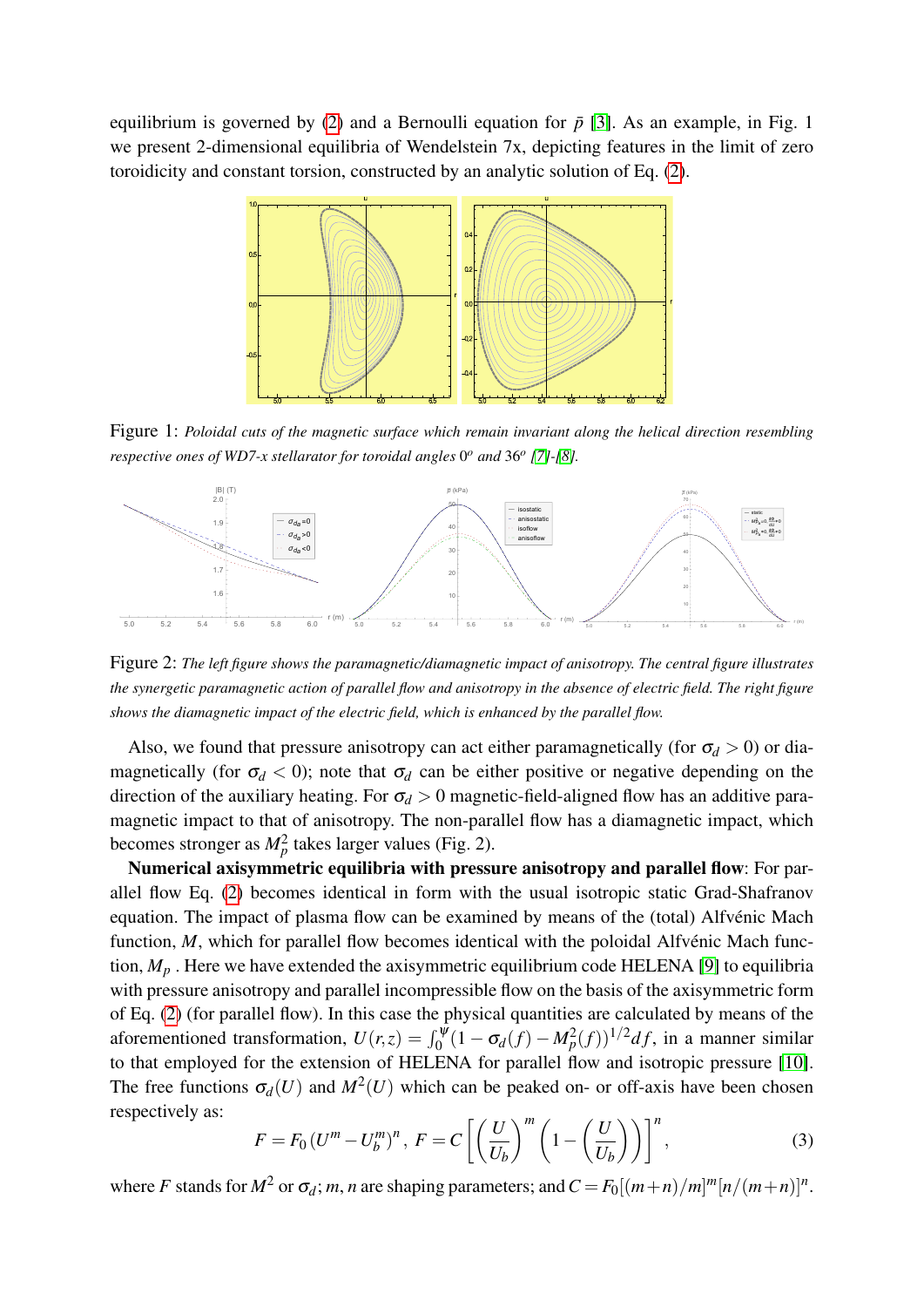equilibrium is governed by (2) and a Bernoulli equation for $\bar{p}$ [3]. As an example, in Fig. 1 we present 2-dimensional equilibria of Wendelstein 7x, depicting features in the limit of zero toroidicity and constant torsion, constructed by an analytic solution of Eq. (2).

Figure 1: *Poloidal cuts of the magnetic surface which remain invariant along the helical direction resembling respective ones of WD7-x stellarator for toroidal angles* $0^o$ *and* $36^o$ *[7]-[8].*

Figure 2: *The left figure shows the paramagnetic/diamagnetic impact of anisotropy. The central figure illustrates the synergetic paramagnetic action of parallel flow and anisotropy in the absence of electric field. The right figure shows the diamagnetic impact of the electric field, which is enhanced by the parallel flow.*

Also, we found that pressure anisotropy can act either paramagnetically (for $\sigma_d > 0$) or diamagnetically (for $\sigma_d < 0$); note that $\sigma_d$ can be either positive or negative depending on the direction of the auxiliary heating. For $\sigma_d > 0$ magnetic-field-aligned flow has an additive paramagnetic impact to that of anisotropy. The non-parallel flow has a diamagnetic impact, which becomes stronger as $M_p^2$ takes larger values (Fig. 2).

**Numerical axisymmetric equilibria with pressure anisotropy and parallel flow**: For parallel flow Eq. (2) becomes identical in form with the usual isotropic static Grad-Shafranov equation. The impact of plasma flow can be examined by means of the (total) Alfvénic Mach function, $M$, which for parallel flow becomes identical with the poloidal Alfvénic Mach function, $M_p$ . Here we have extended the axisymmetric equilibrium code HELENA [9] to equilibria with pressure anisotropy and parallel incompressible flow on the basis of the axisymmetric form of Eq. (2) (for parallel flow). In this case the physical quantities are calculated by means of the aforementioned transformation, $U(r,z) = \int_0^{\psi}(1-\sigma_d(f)-M_p^2(f))^{1/2}df$, in a manner similar to that employed for the extension of HELENA for parallel flow and isotropic pressure [10]. The free functions $\sigma_d(U)$ and $M^2(U)$ which can be peaked on- or off-axis have been chosen respectively as:

$$F = F_0\,(U^m - U_b^m)^n\,,\; F = C\left[\left(\frac{U}{U_b}\right)^m\left(1-\left(\frac{U}{U_b}\right)\right)\right]^n, \tag{3}$$

where $F$ stands for $M^2$ or $\sigma_d$; $m$, $n$ are shaping parameters; and $C = F_0[(m+n)/m]^m[n/(m+n)]^n$.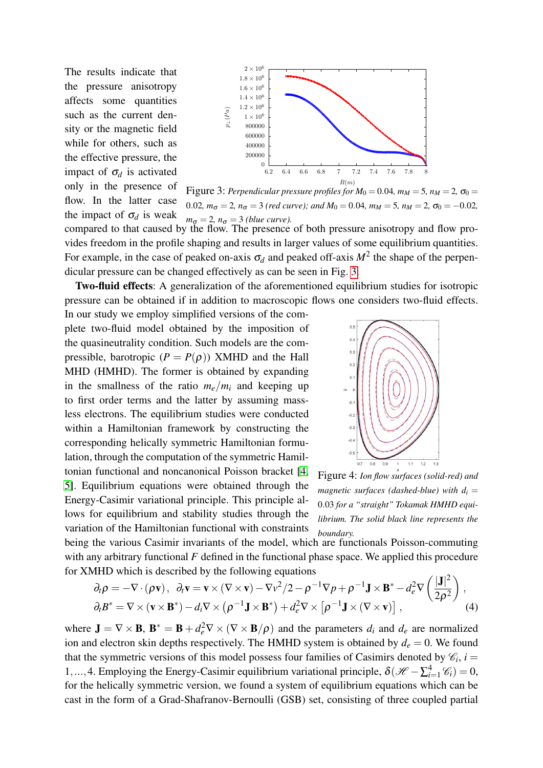The results indicate that the pressure anisotropy affects some quantities such as the current density or the magnetic field while for others, such as the effective pressure, the impact of $\sigma_d$ is activated only in the presence of flow. In the latter case the impact of $\sigma_d$ is weak compared to that caused by the flow. The presence of both pressure anisotropy and flow provides freedom in the profile shaping and results in larger values of some equilibrium quantities. For example, in the case of peaked on-axis $\sigma_d$ and peaked off-axis $M^2$ the shape of the perpendicular pressure can be changed effectively as can be seen in Fig. 3.

Figure 3: *Perpendicular pressure profiles for $M_0 = 0.04$, $m_M = 5$, $n_M = 2$, $\sigma_0 = 0.02$, $m_\sigma = 2$, $n_\sigma = 3$ (red curve); and $M_0 = 0.04$, $m_M = 5$, $n_M = 2$, $\sigma_0 = -0.02$, $m_\sigma = 2$, $n_\sigma = 3$ (blue curve).*

**Two-fluid effects**: A generalization of the aforementioned equilibrium studies for isotropic pressure can be obtained if in addition to macroscopic flows one considers two-fluid effects. In our study we employ simplified versions of the complete two-fluid model obtained by the imposition of the quasineutrality condition. Such models are the compressible, barotropic ($P = P(\rho)$) XMHD and the Hall MHD (HMHD). The former is obtained by expanding in the smallness of the ratio $m_e/m_i$ and keeping up to first order terms and the latter by assuming massless electrons. The equilibrium studies were conducted within a Hamiltonian framework by constructing the corresponding helically symmetric Hamiltonian formulation, through the computation of the symmetric Hamiltonian functional and noncanonical Poisson bracket [4, 5]. Equilibrium equations were obtained through the Energy-Casimir variational principle. This principle allows for equilibrium and stability studies through the variation of the Hamiltonian functional with constraints being the various Casimir invariants of the model, which are functionals Poisson-commuting with any arbitrary functional $F$ defined in the functional phase space. We applied this procedure for XMHD which is described by the following equations

Figure 4: *Ion flow surfaces (solid-red) and magnetic surfaces (dashed-blue) with $d_i = 0.03$ for a "straight" Tokamak HMHD equilibrium. The solid black line represents the boundary.*

$$
\begin{aligned}
&\partial_t \rho = -\nabla\cdot(\rho \mathbf{v}), \quad \partial_t \mathbf{v} = \mathbf{v}\times(\nabla\times\mathbf{v}) - \nabla v^2/2 - \rho^{-1}\nabla p + \rho^{-1}\mathbf{J}\times\mathbf{B}^* - d_e^2 \nabla\left(\frac{|\mathbf{J}|^2}{2\rho^2}\right), \\
&\partial_t B^* = \nabla\times(\mathbf{v}\times\mathbf{B}^*) - d_i \nabla\times\left(\rho^{-1}\mathbf{J}\times\mathbf{B}^*\right) + d_e^2 \nabla\times\left[\rho^{-1}\mathbf{J}\times(\nabla\times\mathbf{v})\right], \qquad (4)
\end{aligned}
$$

where $\mathbf{J} = \nabla\times\mathbf{B}$, $\mathbf{B}^* = \mathbf{B} + d_e^2 \nabla\times(\nabla\times\mathbf{B}/\rho)$ and the parameters $d_i$ and $d_e$ are normalized ion and electron skin depths respectively. The HMHD system is obtained by $d_e = 0$. We found that the symmetric versions of this model possess four families of Casimirs denoted by $\mathscr{C}_i$, $i = 1,\ldots,4$. Employing the Energy-Casimir equilibrium variational principle, $\delta(\mathscr{H} - \sum_{i=1}^4 \mathscr{C}_i) = 0$, for the helically symmetric version, we found a system of equilibrium equations which can be cast in the form of a Grad-Shafranov-Bernoulli (GSB) set, consisting of three coupled partial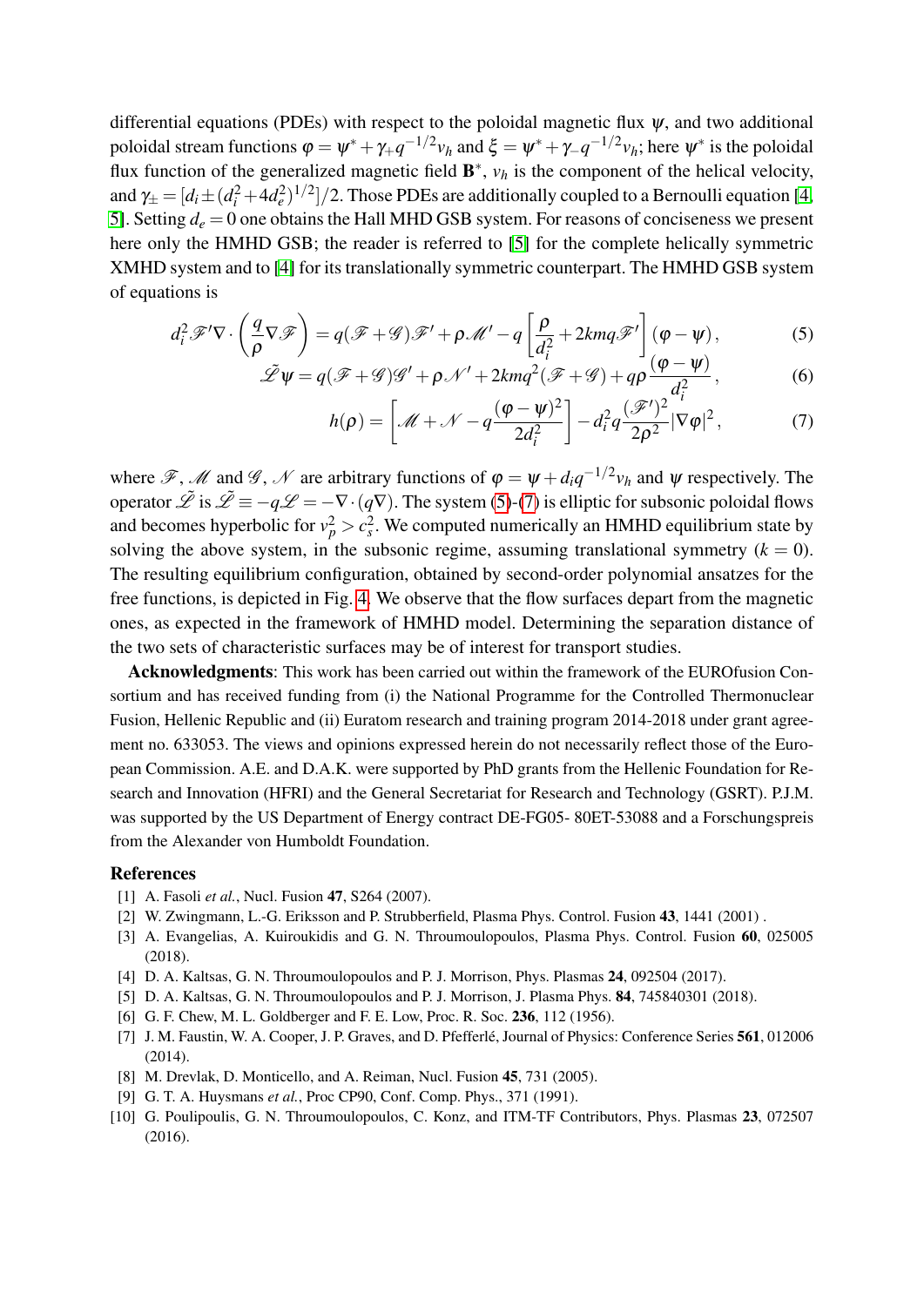differential equations (PDEs) with respect to the poloidal magnetic flux $\psi$, and two additional poloidal stream functions $\varphi = \psi^* + \gamma_+ q^{-1/2} v_h$ and $\xi = \psi^* + \gamma_- q^{-1/2} v_h$; here $\psi^*$ is the poloidal flux function of the generalized magnetic field $\mathbf{B}^*$, $v_h$ is the component of the helical velocity, and $\gamma_\pm = [d_i \pm (d_i^2 + 4d_e^2)^{1/2}]/2$. Those PDEs are additionally coupled to a Bernoulli equation [4, 5]. Setting $d_e = 0$ one obtains the Hall MHD GSB system. For reasons of conciseness we present here only the HMHD GSB; the reader is referred to [5] for the complete helically symmetric XMHD system and to [4] for its translationally symmetric counterpart. The HMHD GSB system of equations is

$$d_i^2 \mathscr{F}' \nabla \cdot \left( \frac{q}{\rho} \nabla \mathscr{F} \right) = q(\mathscr{F} + \mathscr{G})\mathscr{F}' + \rho \mathscr{M}' - q \left[ \frac{\rho}{d_i^2} + 2kmq\mathscr{F}' \right] (\varphi - \psi) , \tag{5}$$

$$\tilde{\mathscr{L}} \psi = q(\mathscr{F} + \mathscr{G})\mathscr{G}' + \rho \mathscr{N}' + 2kmq^2(\mathscr{F} + \mathscr{G}) + q\rho \frac{(\varphi - \psi)}{d_i^2} , \tag{6}$$

$$h(\rho) = \left[ \mathscr{M} + \mathscr{N} - q \frac{(\varphi - \psi)^2}{2d_i^2} \right] - d_i^2 q \frac{(\mathscr{F}')^2}{2\rho^2} |\nabla \varphi|^2 , \tag{7}$$

where $\mathscr{F}$, $\mathscr{M}$ and $\mathscr{G}$, $\mathscr{N}$ are arbitrary functions of $\varphi = \psi + d_i q^{-1/2} v_h$ and $\psi$ respectively. The operator $\tilde{\mathscr{L}}$ is $\tilde{\mathscr{L}} \equiv -q\mathscr{L} = -\nabla \cdot (q\nabla)$. The system (5)-(7) is elliptic for subsonic poloidal flows and becomes hyperbolic for $v_p^2 > c_s^2$. We computed numerically an HMHD equilibrium state by solving the above system, in the subsonic regime, assuming translational symmetry ($k = 0$). The resulting equilibrium configuration, obtained by second-order polynomial ansatzes for the free functions, is depicted in Fig. 4. We observe that the flow surfaces depart from the magnetic ones, as expected in the framework of HMHD model. Determining the separation distance of the two sets of characteristic surfaces may be of interest for transport studies.

**Acknowledgments**: This work has been carried out within the framework of the EUROfusion Consortium and has received funding from (i) the National Programme for the Controlled Thermonuclear Fusion, Hellenic Republic and (ii) Euratom research and training program 2014-2018 under grant agreement no. 633053. The views and opinions expressed herein do not necessarily reflect those of the European Commission. A.E. and D.A.K. were supported by PhD grants from the Hellenic Foundation for Research and Innovation (HFRI) and the General Secretariat for Research and Technology (GSRT). P.J.M. was supported by the US Department of Energy contract DE-FG05- 80ET-53088 and a Forschungspreis from the Alexander von Humboldt Foundation.

## References

[1] A. Fasoli *et al.*, Nucl. Fusion **47**, S264 (2007).

[2] W. Zwingmann, L.-G. Eriksson and P. Strubberfield, Plasma Phys. Control. Fusion **43**, 1441 (2001) .

[3] A. Evangelias, A. Kuiroukidis and G. N. Throumoulopoulos, Plasma Phys. Control. Fusion **60**, 025005 (2018).

[4] D. A. Kaltsas, G. N. Throumoulopoulos and P. J. Morrison, Phys. Plasmas **24**, 092504 (2017).

[5] D. A. Kaltsas, G. N. Throumoulopoulos and P. J. Morrison, J. Plasma Phys. **84**, 745840301 (2018).

[6] G. F. Chew, M. L. Goldberger and F. E. Low, Proc. R. Soc. **236**, 112 (1956).

[7] J. M. Faustin, W. A. Cooper, J. P. Graves, and D. Pfefferlé, Journal of Physics: Conference Series **561**, 012006 (2014).

[8] M. Drevlak, D. Monticello, and A. Reiman, Nucl. Fusion **45**, 731 (2005).

[9] G. T. A. Huysmans *et al.*, Proc CP90, Conf. Comp. Phys., 371 (1991).

[10] G. Poulipoulis, G. N. Throumoulopoulos, C. Konz, and ITM-TF Contributors, Phys. Plasmas **23**, 072507 (2016).